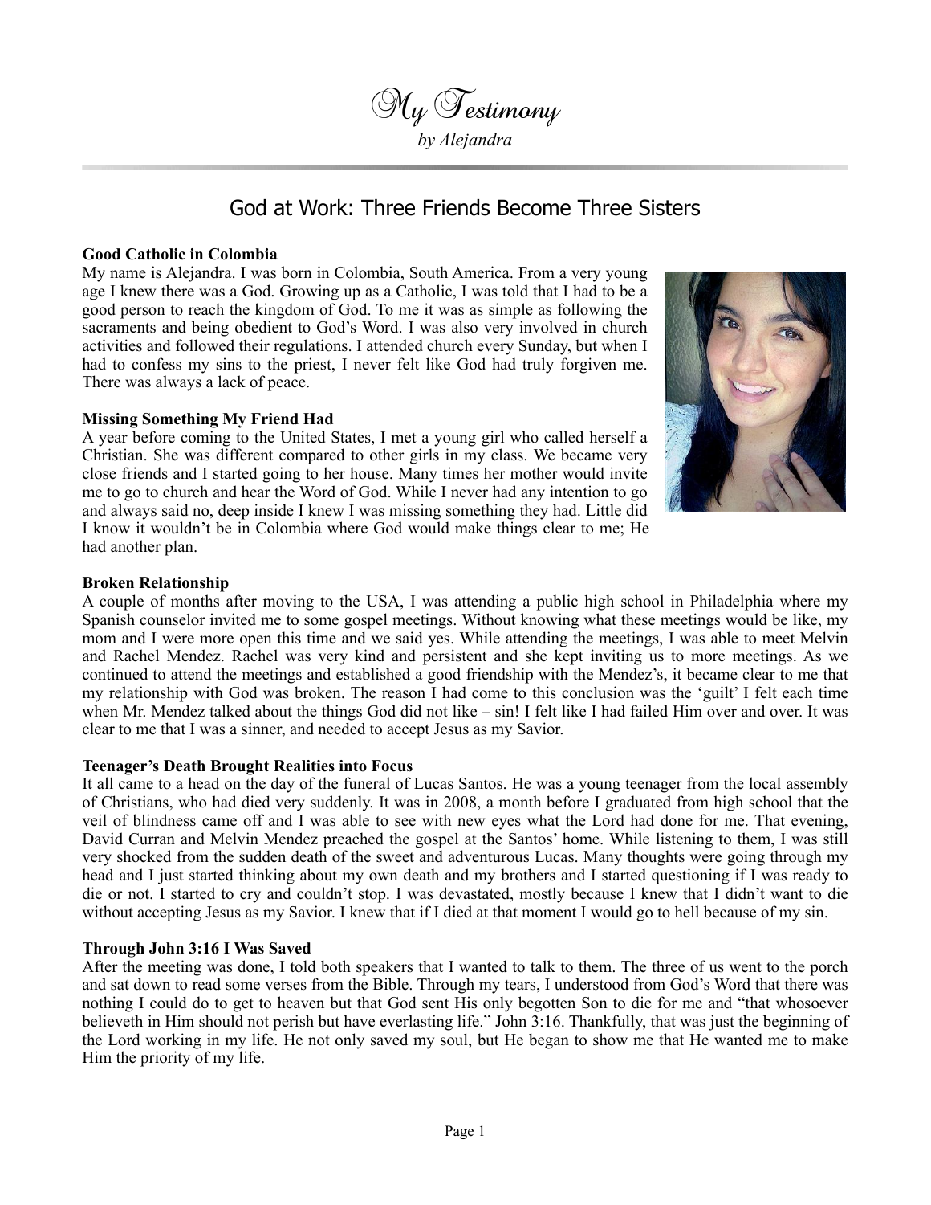# My Testimony

*by Alejandra*

## God at Work: Three Friends Become Three Sisters

**Good Catholic in Colombia**

My name is Alejandra. I was born in Colombia, South America. From a very young age I knew there was a God. Growing up as a Catholic, I was told that I had to be a good person to reach the kingdom of God. To me it was as simple as following the sacraments and being obedient to God's Word. I was also very involved in church activities and followed their regulations. I attended church every Sunday, but when I had to confess my sins to the priest, I never felt like God had truly forgiven me. There was always a lack of peace.

**Missing Something My Friend Had**

A year before coming to the United States, I met a young girl who called herself a Christian. She was different compared to other girls in my class. We became very close friends and I started going to her house. Many times her mother would invite me to go to church and hear the Word of God. While I never had any intention to go and always said no, deep inside I knew I was missing something they had. Little did I know it wouldn't be in Colombia where God would make things clear to me; He had another plan.

**Broken Relationship**

A couple of months after moving to the USA, I was attending a public high school in Philadelphia where my Spanish counselor invited me to some gospel meetings. Without knowing what these meetings would be like, my mom and I were more open this time and we said yes. While attending the meetings, I was able to meet Melvin and Rachel Mendez. Rachel was very kind and persistent and she kept inviting us to more meetings. As we continued to attend the meetings and established a good friendship with the Mendez's, it became clear to me that my relationship with God was broken. The reason I had come to this conclusion was the 'guilt' I felt each time when Mr. Mendez talked about the things God did not like – sin! I felt like I had failed Him over and over. It was clear to me that I was a sinner, and needed to accept Jesus as my Savior.

**Teenager's Death Brought Realities into Focus**

It all came to a head on the day of the funeral of Lucas Santos. He was a young teenager from the local assembly of Christians, who had died very suddenly. It was in 2008, a month before I graduated from high school that the veil of blindness came off and I was able to see with new eyes what the Lord had done for me. That evening, David Curran and Melvin Mendez preached the gospel at the Santos' home. While listening to them, I was still very shocked from the sudden death of the sweet and adventurous Lucas. Many thoughts were going through my head and I just started thinking about my own death and my brothers and I started questioning if I was ready to die or not. I started to cry and couldn't stop. I was devastated, mostly because I knew that I didn't want to die without accepting Jesus as my Savior. I knew that if I died at that moment I would go to hell because of my sin.

**Through John 3:16 I Was Saved**

After the meeting was done, I told both speakers that I wanted to talk to them. The three of us went to the porch and sat down to read some verses from the Bible. Through my tears, I understood from God's Word that there was nothing I could do to get to heaven but that God sent His only begotten Son to die for me and "that whosoever believeth in Him should not perish but have everlasting life." John 3:16. Thankfully, that was just the beginning of the Lord working in my life. He not only saved my soul, but He began to show me that He wanted me to make Him the priority of my life.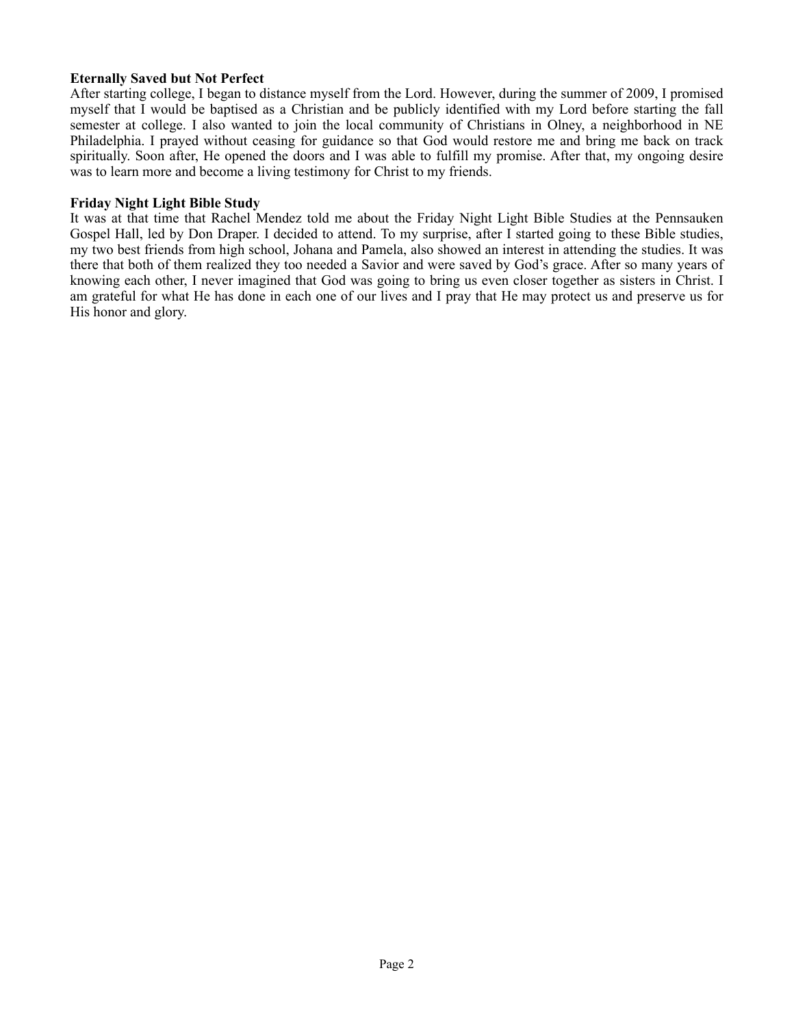**Eternally Saved but Not Perfect**

After starting college, I began to distance myself from the Lord. However, during the summer of 2009, I promised myself that I would be baptised as a Christian and be publicly identified with my Lord before starting the fall semester at college. I also wanted to join the local community of Christians in Olney, a neighborhood in NE Philadelphia. I prayed without ceasing for guidance so that God would restore me and bring me back on track spiritually. Soon after, He opened the doors and I was able to fulfill my promise. After that, my ongoing desire was to learn more and become a living testimony for Christ to my friends.

**Friday Night Light Bible Study**

It was at that time that Rachel Mendez told me about the Friday Night Light Bible Studies at the Pennsauken Gospel Hall, led by Don Draper. I decided to attend. To my surprise, after I started going to these Bible studies, my two best friends from high school, Johana and Pamela, also showed an interest in attending the studies. It was there that both of them realized they too needed a Savior and were saved by God's grace. After so many years of knowing each other, I never imagined that God was going to bring us even closer together as sisters in Christ. I am grateful for what He has done in each one of our lives and I pray that He may protect us and preserve us for His honor and glory.